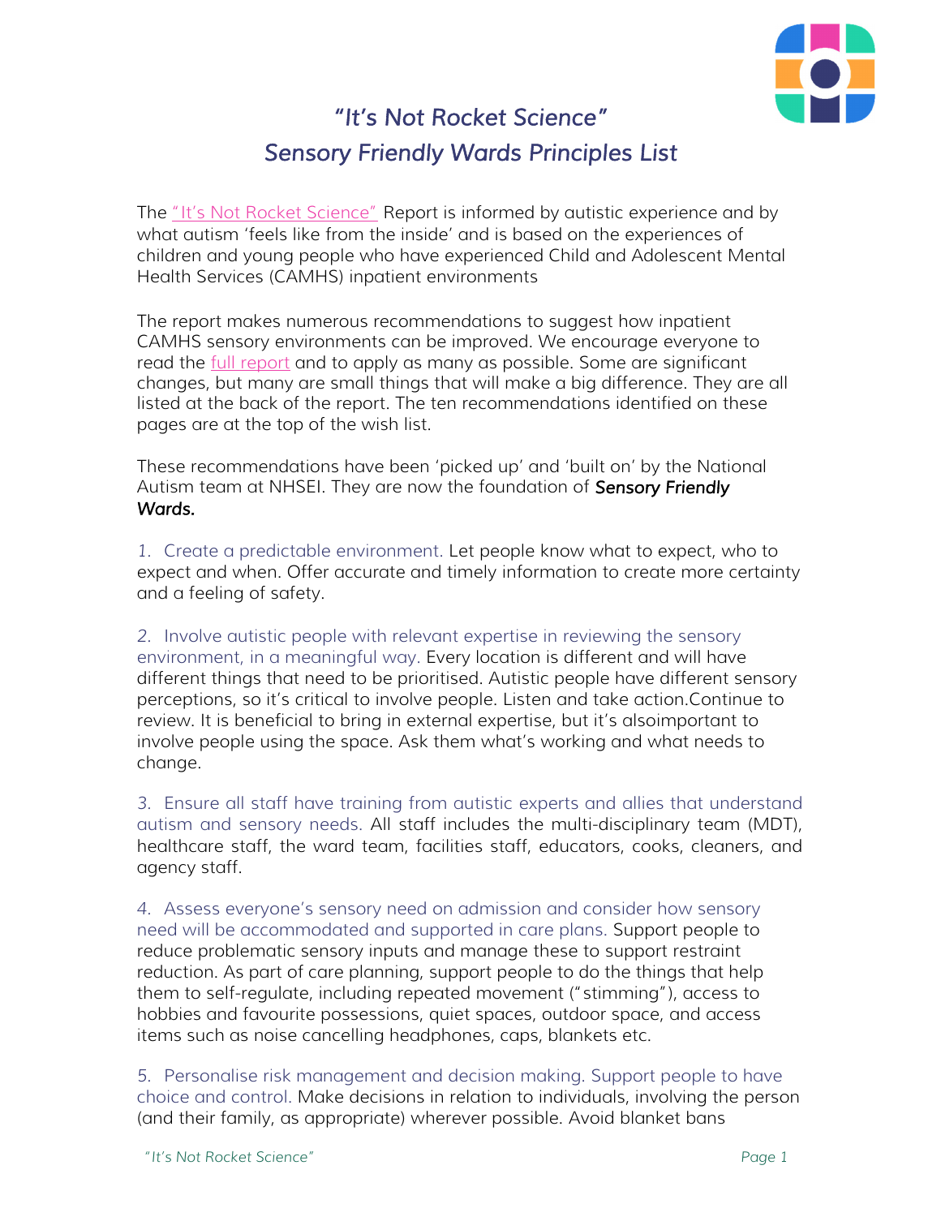# *"It's Not Rocket Science"*
# *Sensory Friendly Wards Principles List*

The "It's Not Rocket Science" Report is informed by autistic experience and by what autism 'feels like from the inside' and is based on the experiences of children and young people who have experienced Child and Adolescent Mental Health Services (CAMHS) inpatient environments

The report makes numerous recommendations to suggest how inpatient CAMHS sensory environments can be improved. We encourage everyone to read the full report and to apply as many as possible. Some are significant changes, but many are small things that will make a big difference. They are all listed at the back of the report. The ten recommendations identified on these pages are at the top of the wish list.

These recommendations have been 'picked up' and 'built on' by the National Autism team at NHSEI. They are now the foundation of ***Sensory Friendly Wards.***

1. Create a predictable environment. Let people know what to expect, who to expect and when. Offer accurate and timely information to create more certainty and a feeling of safety.

2. Involve autistic people with relevant expertise in reviewing the sensory environment, in a meaningful way. Every location is different and will have different things that need to be prioritised. Autistic people have different sensory perceptions, so it's critical to involve people. Listen and take action.Continue to review. It is beneficial to bring in external expertise, but it's alsoimportant to involve people using the space. Ask them what's working and what needs to change.

3. Ensure all staff have training from autistic experts and allies that understand autism and sensory needs. All staff includes the multi-disciplinary team (MDT), healthcare staff, the ward team, facilities staff, educators, cooks, cleaners, and agency staff.

4. Assess everyone's sensory need on admission and consider how sensory need will be accommodated and supported in care plans. Support people to reduce problematic sensory inputs and manage these to support restraint reduction. As part of care planning, support people to do the things that help them to self-regulate, including repeated movement ("stimming"), access to hobbies and favourite possessions, quiet spaces, outdoor space, and access items such as noise cancelling headphones, caps, blankets etc.

5. Personalise risk management and decision making. Support people to have choice and control. Make decisions in relation to individuals, involving the person (and their family, as appropriate) wherever possible. Avoid blanket bans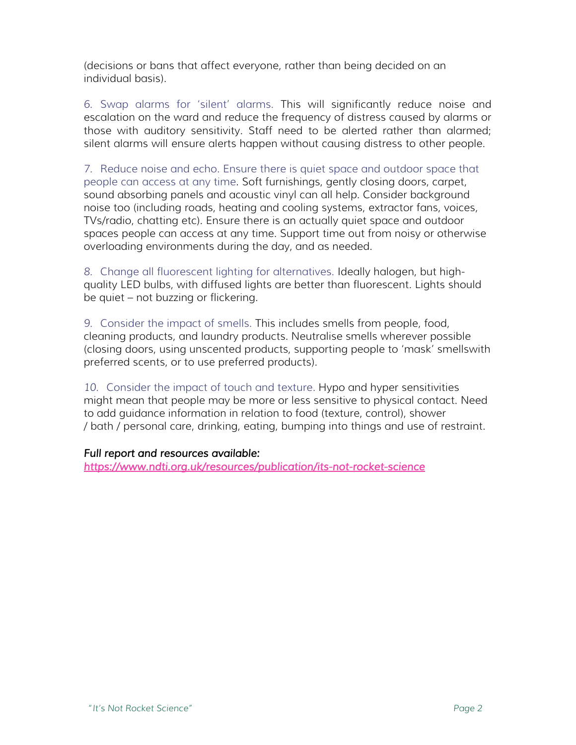(decisions or bans that affect everyone, rather than being decided on an individual basis).

6. Swap alarms for 'silent' alarms. This will significantly reduce noise and escalation on the ward and reduce the frequency of distress caused by alarms or those with auditory sensitivity. Staff need to be alerted rather than alarmed; silent alarms will ensure alerts happen without causing distress to other people.

7. Reduce noise and echo. Ensure there is quiet space and outdoor space that people can access at any time. Soft furnishings, gently closing doors, carpet, sound absorbing panels and acoustic vinyl can all help. Consider background noise too (including roads, heating and cooling systems, extractor fans, voices, TVs/radio, chatting etc). Ensure there is an actually quiet space and outdoor spaces people can access at any time. Support time out from noisy or otherwise overloading environments during the day, and as needed.

8. Change all fluorescent lighting for alternatives. Ideally halogen, but high-quality LED bulbs, with diffused lights are better than fluorescent. Lights should be quiet – not buzzing or flickering.

9. Consider the impact of smells. This includes smells from people, food, cleaning products, and laundry products. Neutralise smells wherever possible (closing doors, using unscented products, supporting people to 'mask' smellswith preferred scents, or to use preferred products).

10. Consider the impact of touch and texture. Hypo and hyper sensitivities might mean that people may be more or less sensitive to physical contact. Need to add guidance information in relation to food (texture, control), shower / bath / personal care, drinking, eating, bumping into things and use of restraint.

***Full report and resources available:***
https://www.ndti.org.uk/resources/publication/its-not-rocket-science